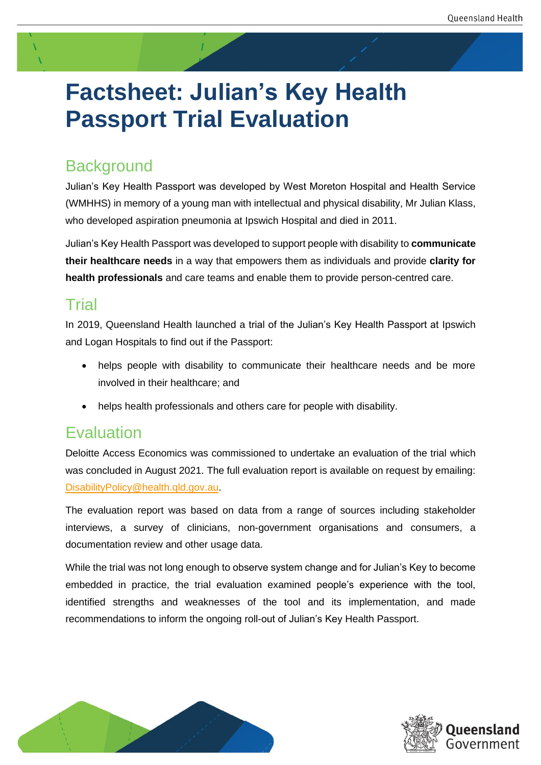# Factsheet: Julian's Key Health Passport Trial Evaluation

## Background

Julian's Key Health Passport was developed by West Moreton Hospital and Health Service (WMHHS) in memory of a young man with intellectual and physical disability, Mr Julian Klass, who developed aspiration pneumonia at Ipswich Hospital and died in 2011.

Julian's Key Health Passport was developed to support people with disability to **communicate their healthcare needs** in a way that empowers them as individuals and provide **clarity for health professionals** and care teams and enable them to provide person-centred care.

## Trial

In 2019, Queensland Health launched a trial of the Julian's Key Health Passport at Ipswich and Logan Hospitals to find out if the Passport:

- helps people with disability to communicate their healthcare needs and be more involved in their healthcare; and
- helps health professionals and others care for people with disability.

## Evaluation

Deloitte Access Economics was commissioned to undertake an evaluation of the trial which was concluded in August 2021. The full evaluation report is available on request by emailing: DisabilityPolicy@health.qld.gov.au.

The evaluation report was based on data from a range of sources including stakeholder interviews, a survey of clinicians, non-government organisations and consumers, a documentation review and other usage data.

While the trial was not long enough to observe system change and for Julian's Key to become embedded in practice, the trial evaluation examined people's experience with the tool, identified strengths and weaknesses of the tool and its implementation, and made recommendations to inform the ongoing roll-out of Julian's Key Health Passport.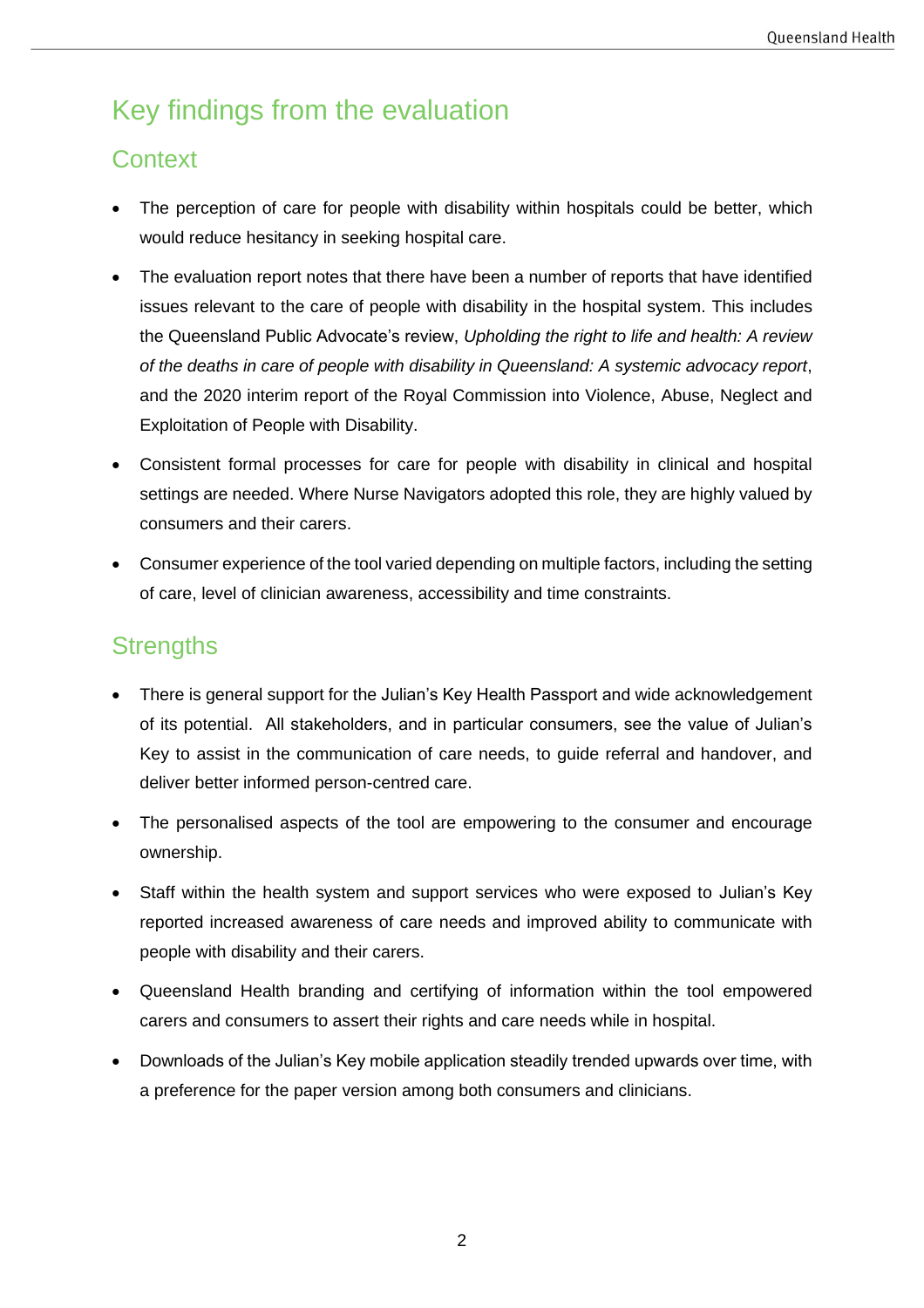# Key findings from the evaluation

## Context

- The perception of care for people with disability within hospitals could be better, which would reduce hesitancy in seeking hospital care.
- The evaluation report notes that there have been a number of reports that have identified issues relevant to the care of people with disability in the hospital system. This includes the Queensland Public Advocate's review, *Upholding the right to life and health: A review of the deaths in care of people with disability in Queensland: A systemic advocacy report*, and the 2020 interim report of the Royal Commission into Violence, Abuse, Neglect and Exploitation of People with Disability.
- Consistent formal processes for care for people with disability in clinical and hospital settings are needed. Where Nurse Navigators adopted this role, they are highly valued by consumers and their carers.
- Consumer experience of the tool varied depending on multiple factors, including the setting of care, level of clinician awareness, accessibility and time constraints.

## Strengths

- There is general support for the Julian's Key Health Passport and wide acknowledgement of its potential. All stakeholders, and in particular consumers, see the value of Julian's Key to assist in the communication of care needs, to guide referral and handover, and deliver better informed person-centred care.
- The personalised aspects of the tool are empowering to the consumer and encourage ownership.
- Staff within the health system and support services who were exposed to Julian's Key reported increased awareness of care needs and improved ability to communicate with people with disability and their carers.
- Queensland Health branding and certifying of information within the tool empowered carers and consumers to assert their rights and care needs while in hospital.
- Downloads of the Julian's Key mobile application steadily trended upwards over time, with a preference for the paper version among both consumers and clinicians.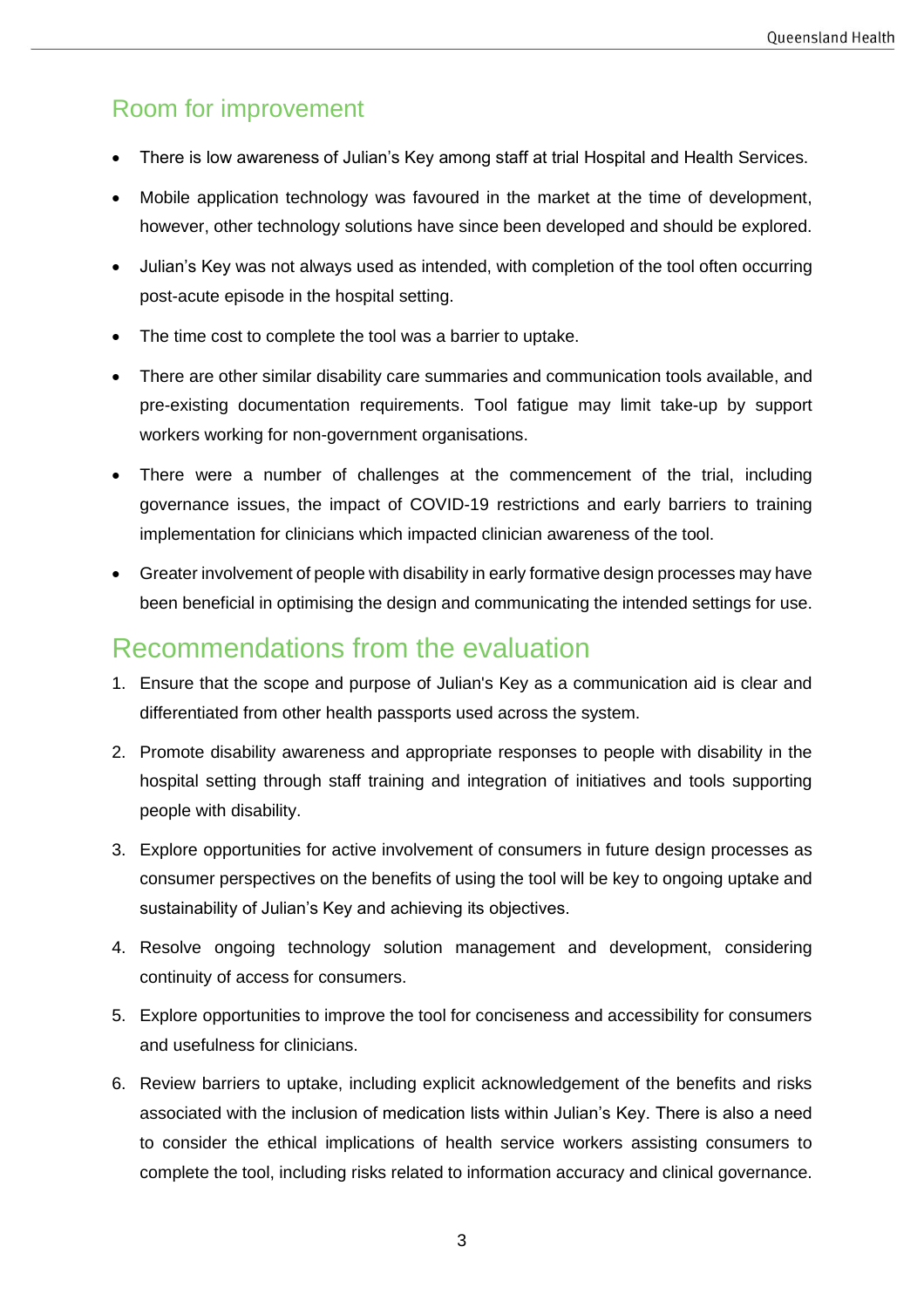## Room for improvement

- There is low awareness of Julian's Key among staff at trial Hospital and Health Services.
- Mobile application technology was favoured in the market at the time of development, however, other technology solutions have since been developed and should be explored.
- Julian's Key was not always used as intended, with completion of the tool often occurring post-acute episode in the hospital setting.
- The time cost to complete the tool was a barrier to uptake.
- There are other similar disability care summaries and communication tools available, and pre-existing documentation requirements. Tool fatigue may limit take-up by support workers working for non-government organisations.
- There were a number of challenges at the commencement of the trial, including governance issues, the impact of COVID-19 restrictions and early barriers to training implementation for clinicians which impacted clinician awareness of the tool.
- Greater involvement of people with disability in early formative design processes may have been beneficial in optimising the design and communicating the intended settings for use.

## Recommendations from the evaluation

1. Ensure that the scope and purpose of Julian's Key as a communication aid is clear and differentiated from other health passports used across the system.
2. Promote disability awareness and appropriate responses to people with disability in the hospital setting through staff training and integration of initiatives and tools supporting people with disability.
3. Explore opportunities for active involvement of consumers in future design processes as consumer perspectives on the benefits of using the tool will be key to ongoing uptake and sustainability of Julian's Key and achieving its objectives.
4. Resolve ongoing technology solution management and development, considering continuity of access for consumers.
5. Explore opportunities to improve the tool for conciseness and accessibility for consumers and usefulness for clinicians.
6. Review barriers to uptake, including explicit acknowledgement of the benefits and risks associated with the inclusion of medication lists within Julian's Key. There is also a need to consider the ethical implications of health service workers assisting consumers to complete the tool, including risks related to information accuracy and clinical governance.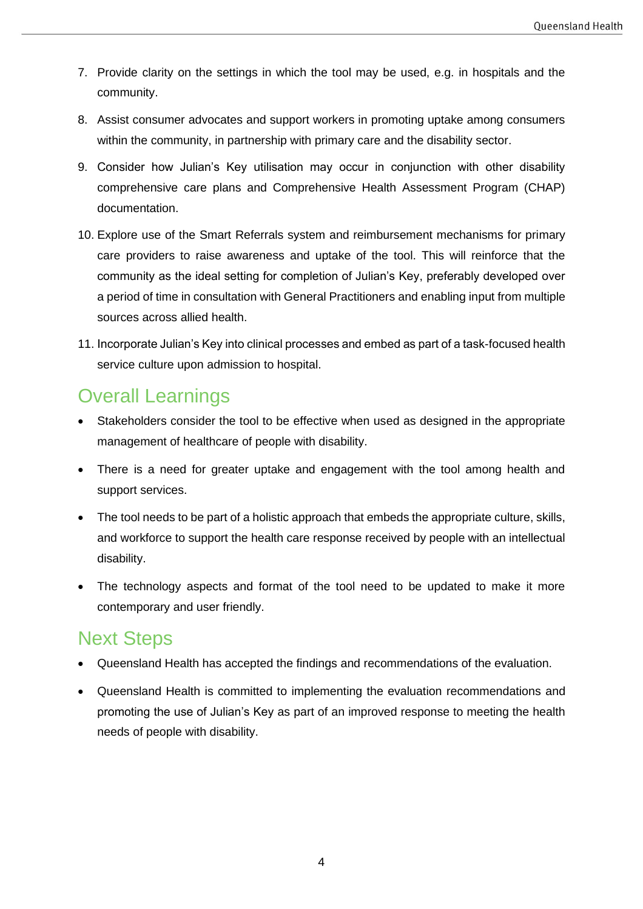7. Provide clarity on the settings in which the tool may be used, e.g. in hospitals and the community.
8. Assist consumer advocates and support workers in promoting uptake among consumers within the community, in partnership with primary care and the disability sector.
9. Consider how Julian's Key utilisation may occur in conjunction with other disability comprehensive care plans and Comprehensive Health Assessment Program (CHAP) documentation.
10. Explore use of the Smart Referrals system and reimbursement mechanisms for primary care providers to raise awareness and uptake of the tool. This will reinforce that the community as the ideal setting for completion of Julian's Key, preferably developed over a period of time in consultation with General Practitioners and enabling input from multiple sources across allied health.
11. Incorporate Julian's Key into clinical processes and embed as part of a task-focused health service culture upon admission to hospital.

## Overall Learnings

- Stakeholders consider the tool to be effective when used as designed in the appropriate management of healthcare of people with disability.
- There is a need for greater uptake and engagement with the tool among health and support services.
- The tool needs to be part of a holistic approach that embeds the appropriate culture, skills, and workforce to support the health care response received by people with an intellectual disability.
- The technology aspects and format of the tool need to be updated to make it more contemporary and user friendly.

## Next Steps

- Queensland Health has accepted the findings and recommendations of the evaluation.
- Queensland Health is committed to implementing the evaluation recommendations and promoting the use of Julian's Key as part of an improved response to meeting the health needs of people with disability.